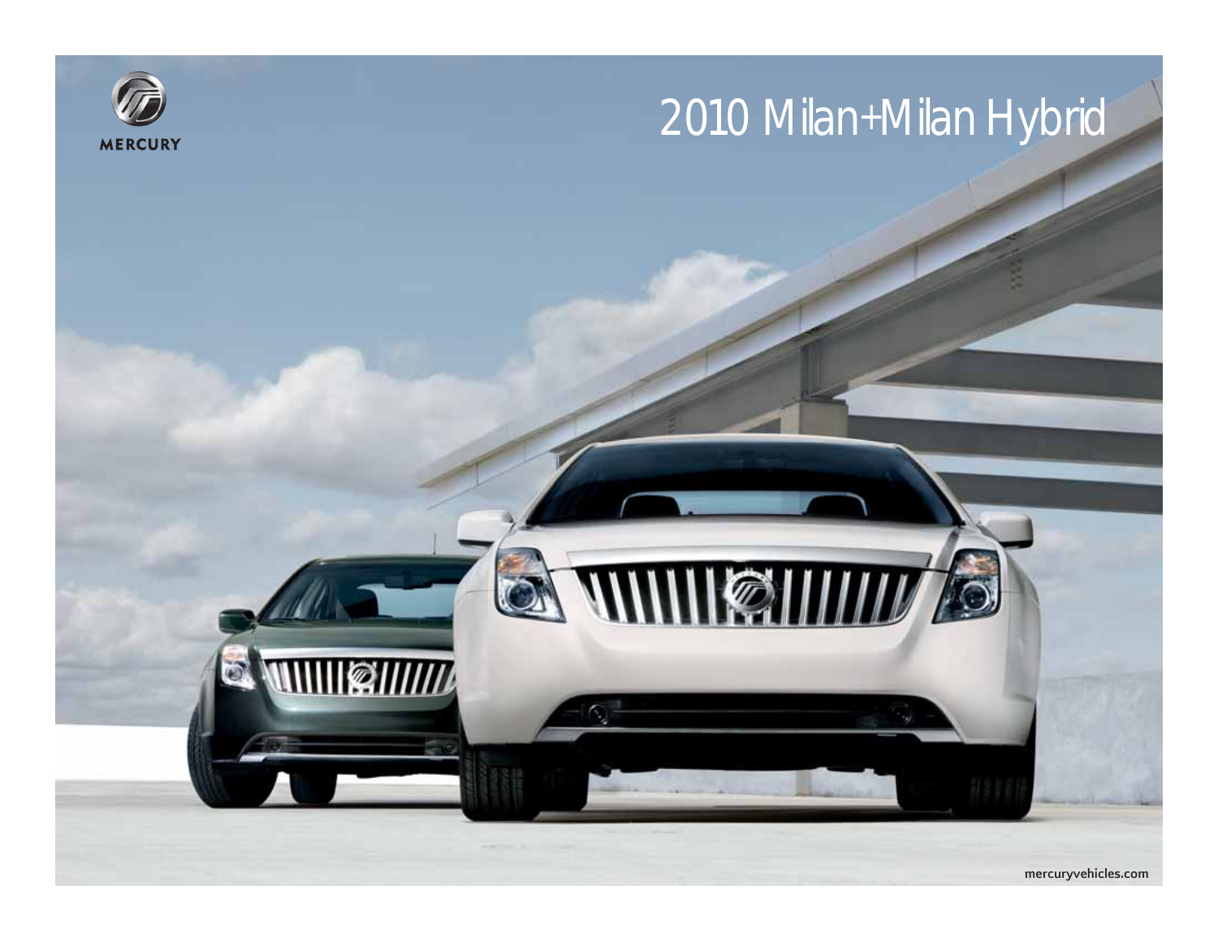MERCURY

# 2010 Milan+Milan Hybrid

mercuryvehicles.com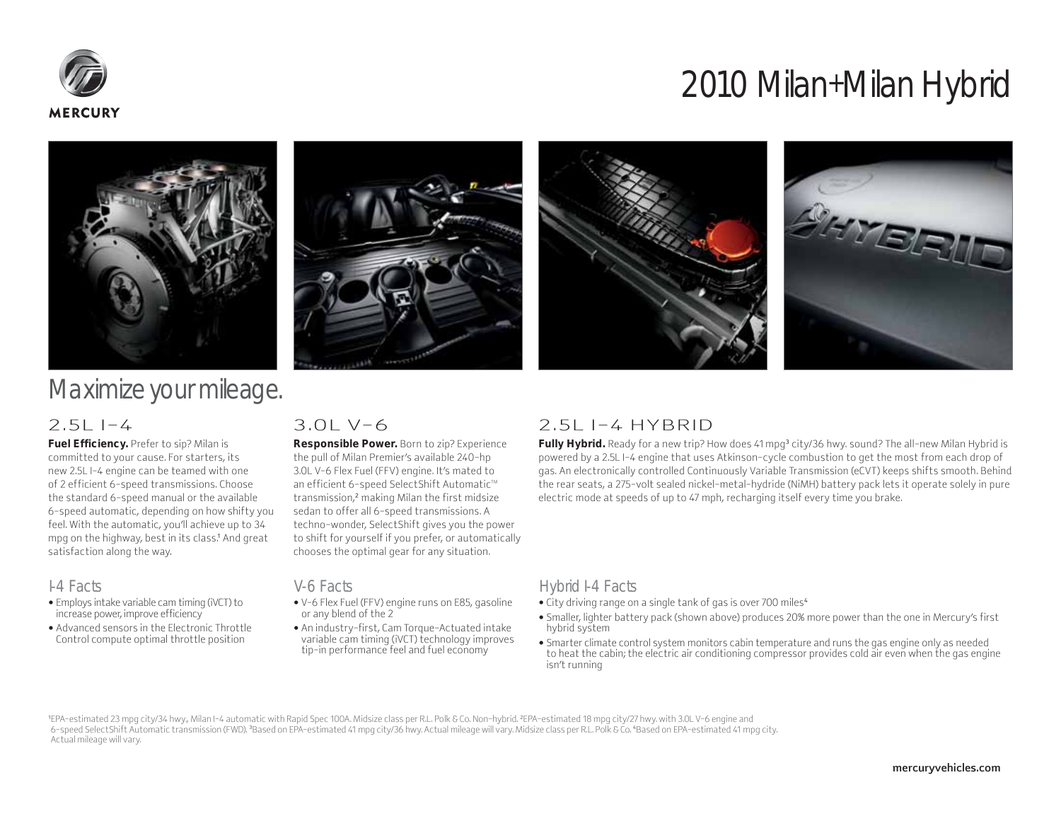MERCURY

# 2010 Milan+Milan Hybrid

## Maximize your mileage.

### 2.5L I-4

**Fuel Efficiency.** Prefer to sip? Milan is committed to your cause. For starters, its new 2.5L I-4 engine can be teamed with one of 2 efficient 6-speed transmissions. Choose the standard 6-speed manual or the available 6-speed automatic, depending on how shifty you feel. With the automatic, you'll achieve up to 34 mpg on the highway, best in its class.[1] And great satisfaction along the way.

#### I-4 Facts

- Employs intake variable cam timing (iVCT) to increase power, improve efficiency
- Advanced sensors in the Electronic Throttle Control compute optimal throttle position

### 3.0L V-6

**Responsible Power.** Born to zip? Experience the pull of Milan Premier's available 240-hp 3.0L V-6 Flex Fuel (FFV) engine. It's mated to an efficient 6-speed SelectShift Automatic™ transmission,[2] making Milan the first midsize sedan to offer all 6-speed transmissions. A techno-wonder, SelectShift gives you the power to shift for yourself if you prefer, or automatically chooses the optimal gear for any situation.

#### V-6 Facts

- V-6 Flex Fuel (FFV) engine runs on E85, gasoline or any blend of the 2
- An industry-first, Cam Torque-Actuated intake variable cam timing (iVCT) technology improves tip-in performance feel and fuel economy

### 2.5L I-4 HYBRID

**Fully Hybrid.** Ready for a new trip? How does 41 mpg[3] city/36 hwy. sound? The all-new Milan Hybrid is powered by a 2.5L I-4 engine that uses Atkinson-cycle combustion to get the most from each drop of gas. An electronically controlled Continuously Variable Transmission (eCVT) keeps shifts smooth. Behind the rear seats, a 275-volt sealed nickel-metal-hydride (NiMH) battery pack lets it operate solely in pure electric mode at speeds of up to 47 mph, recharging itself every time you brake.

#### Hybrid I-4 Facts

- City driving range on a single tank of gas is over 700 miles[4]
- Smaller, lighter battery pack (shown above) produces 20% more power than the one in Mercury's first hybrid system
- Smarter climate control system monitors cabin temperature and runs the gas engine only as needed to heat the cabin; the electric air conditioning compressor provides cold air even when the gas engine isn't running

[1]EPA-estimated 23 mpg city/34 hwy., Milan I-4 automatic with Rapid Spec 100A. Midsize class per R.L. Polk & Co. Non-hybrid. [2]EPA-estimated 18 mpg city/27 hwy. with 3.0L V-6 engine and 6-speed SelectShift Automatic transmission (FWD). [3]Based on EPA-estimated 41 mpg city/36 hwy. Actual mileage will vary. Midsize class per R.L. Polk & Co. [4]Based on EPA-estimated 41 mpg city. Actual mileage will vary.

mercuryvehicles.com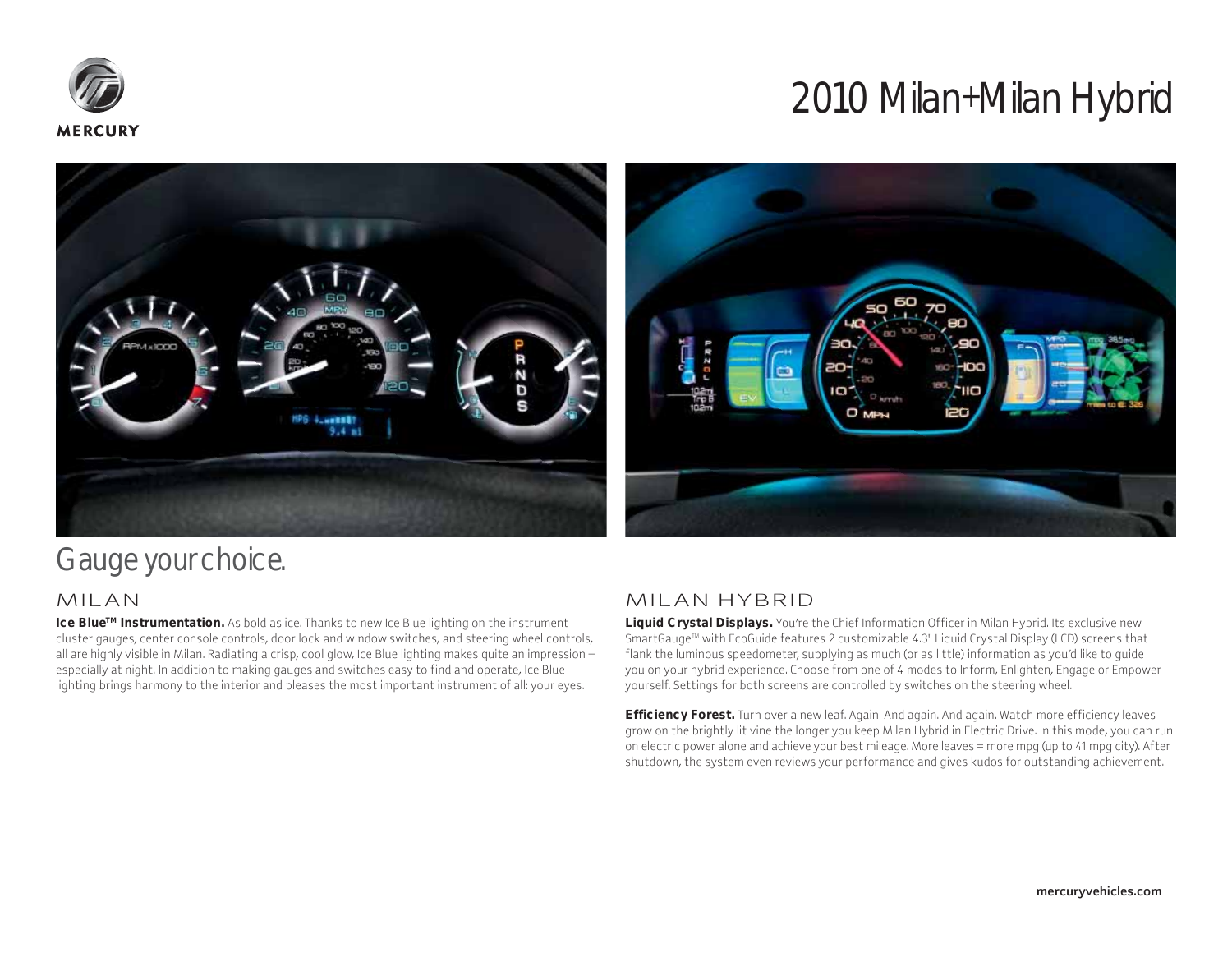# 2010 Milan+Milan Hybrid

## Gauge your choice.

### MILAN

**Ice Blue™ Instrumentation.** As bold as ice. Thanks to new Ice Blue lighting on the instrument cluster gauges, center console controls, door lock and window switches, and steering wheel controls, all are highly visible in Milan. Radiating a crisp, cool glow, Ice Blue lighting makes quite an impression – especially at night. In addition to making gauges and switches easy to find and operate, Ice Blue lighting brings harmony to the interior and pleases the most important instrument of all: your eyes.

### MILAN HYBRID

**Liquid Crystal Displays.** You're the Chief Information Officer in Milan Hybrid. Its exclusive new SmartGauge™ with EcoGuide features 2 customizable 4.3" Liquid Crystal Display (LCD) screens that flank the luminous speedometer, supplying as much (or as little) information as you'd like to guide you on your hybrid experience. Choose from one of 4 modes to Inform, Enlighten, Engage or Empower yourself. Settings for both screens are controlled by switches on the steering wheel.

**Efficiency Forest.** Turn over a new leaf. Again. And again. And again. Watch more efficiency leaves grow on the brightly lit vine the longer you keep Milan Hybrid in Electric Drive. In this mode, you can run on electric power alone and achieve your best mileage. More leaves = more mpg (up to 41 mpg city). After shutdown, the system even reviews your performance and gives kudos for outstanding achievement.

mercuryvehicles.com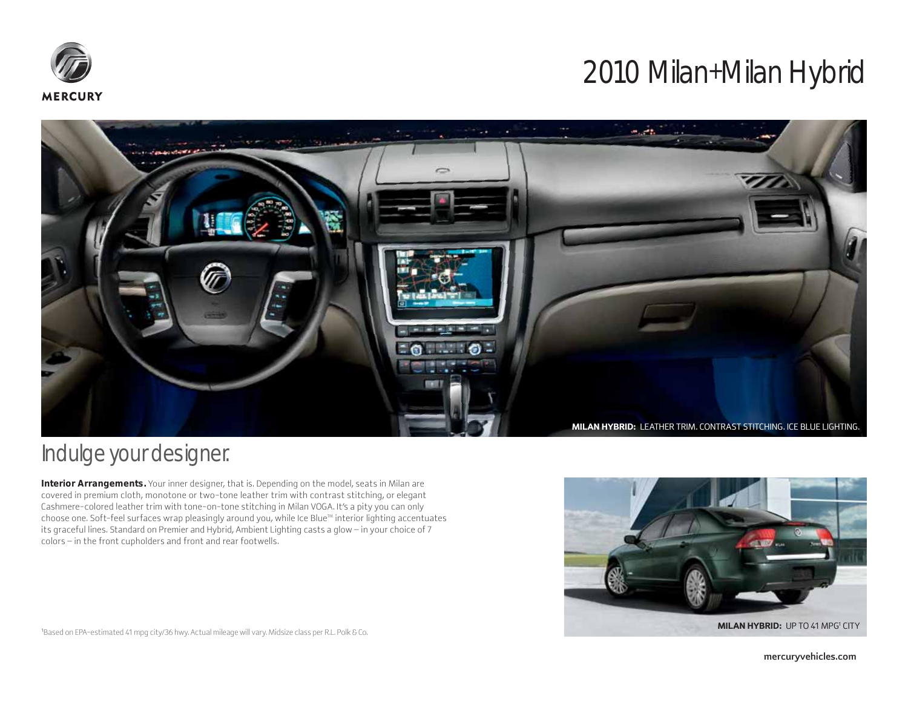MERCURY

# 2010 Milan+Milan Hybrid

**MILAN HYBRID:** LEATHER TRIM. CONTRAST STITCHING. ICE BLUE LIGHTING.

## Indulge your designer.

**Interior Arrangements.** Your inner designer, that is. Depending on the model, seats in Milan are covered in premium cloth, monotone or two-tone leather trim with contrast stitching, or elegant Cashmere-colored leather trim with tone-on-tone stitching in Milan VOGA. It's a pity you can only choose one. Soft-feel surfaces wrap pleasingly around you, while Ice Blue™ interior lighting accentuates its graceful lines. Standard on Premier and Hybrid, Ambient Lighting casts a glow – in your choice of 7 colors – in the front cupholders and front and rear footwells.

**MILAN HYBRID:** UP TO 41 MPG[1] CITY

[1]Based on EPA-estimated 41 mpg city/36 hwy. Actual mileage will vary. Midsize class per R.L. Polk & Co.

mercuryvehicles.com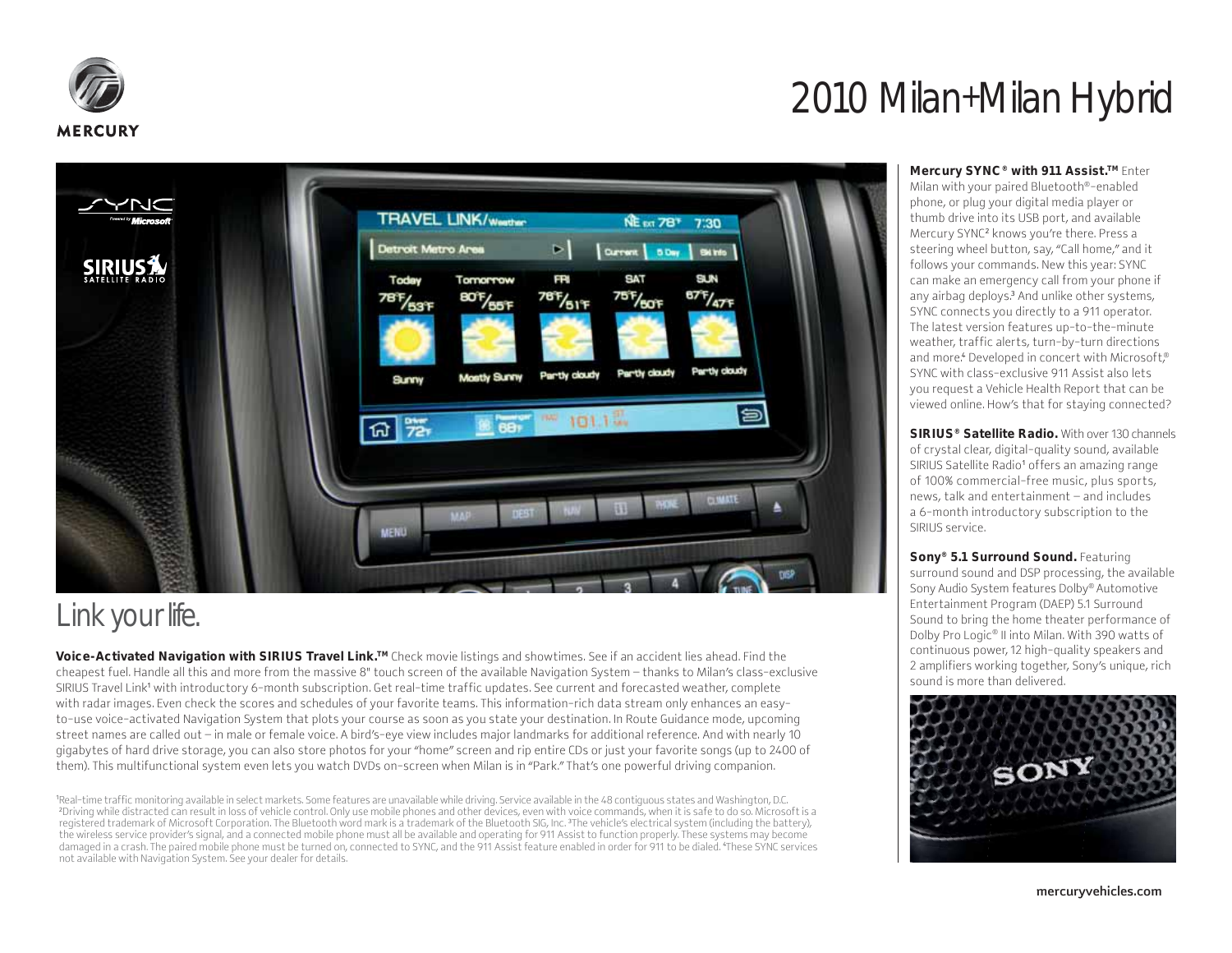# 2010 Milan+Milan Hybrid

## Link your life.

**Voice-Activated Navigation with SIRIUS Travel Link.™** Check movie listings and showtimes. See if an accident lies ahead. Find the cheapest fuel. Handle all this and more from the massive 8" touch screen of the available Navigation System – thanks to Milan's class-exclusive SIRIUS Travel Link[1] with introductory 6-month subscription. Get real-time traffic updates. See current and forecasted weather, complete with radar images. Even check the scores and schedules of your favorite teams. This information-rich data stream only enhances an easy-to-use voice-activated Navigation System that plots your course as soon as you state your destination. In Route Guidance mode, upcoming street names are called out – in male or female voice. A bird's-eye view includes major landmarks for additional reference. And with nearly 10 gigabytes of hard drive storage, you can also store photos for your "home" screen and rip entire CDs or just your favorite songs (up to 2400 of them). This multifunctional system even lets you watch DVDs on-screen when Milan is in "Park." That's one powerful driving companion.

**Mercury SYNC® with 911 Assist.™** Enter Milan with your paired Bluetooth®-enabled phone, or plug your digital media player or thumb drive into its USB port, and available Mercury SYNC[2] knows you're there. Press a steering wheel button, say, "Call home," and it follows your commands. New this year: SYNC can make an emergency call from your phone if any airbag deploys.[3] And unlike other systems, SYNC connects you directly to a 911 operator. The latest version features up-to-the-minute weather, traffic alerts, turn-by-turn directions and more.[4] Developed in concert with Microsoft,® SYNC with class-exclusive 911 Assist also lets you request a Vehicle Health Report that can be viewed online. How's that for staying connected?

**SIRIUS® Satellite Radio.** With over 130 channels of crystal clear, digital-quality sound, available SIRIUS Satellite Radio[1] offers an amazing range of 100% commercial-free music, plus sports, news, talk and entertainment – and includes a 6-month introductory subscription to the SIRIUS service.

**Sony® 5.1 Surround Sound.** Featuring surround sound and DSP processing, the available Sony Audio System features Dolby® Automotive Entertainment Program (DAEP) 5.1 Surround Sound to bring the home theater performance of Dolby Pro Logic® II into Milan. With 390 watts of continuous power, 12 high-quality speakers and 2 amplifiers working together, Sony's unique, rich sound is more than delivered.

[1]Real-time traffic monitoring available in select markets. Some features are unavailable while driving. Service available in the 48 contiguous states and Washington, D.C. [2]Driving while distracted can result in loss of vehicle control. Only use mobile phones and other devices, even with voice commands, when it is safe to do so. Microsoft is a registered trademark of Microsoft Corporation. The Bluetooth word mark is a trademark of the Bluetooth SIG, Inc. [3]The vehicle's electrical system (including the battery), the wireless service provider's signal, and a connected mobile phone must all be available and operating for 911 Assist to function properly. These systems may become damaged in a crash. The paired mobile phone must be turned on, connected to SYNC, and the 911 Assist feature enabled in order for 911 to be dialed. [4]These SYNC services not available with Navigation System. See your dealer for details.

mercuryvehicles.com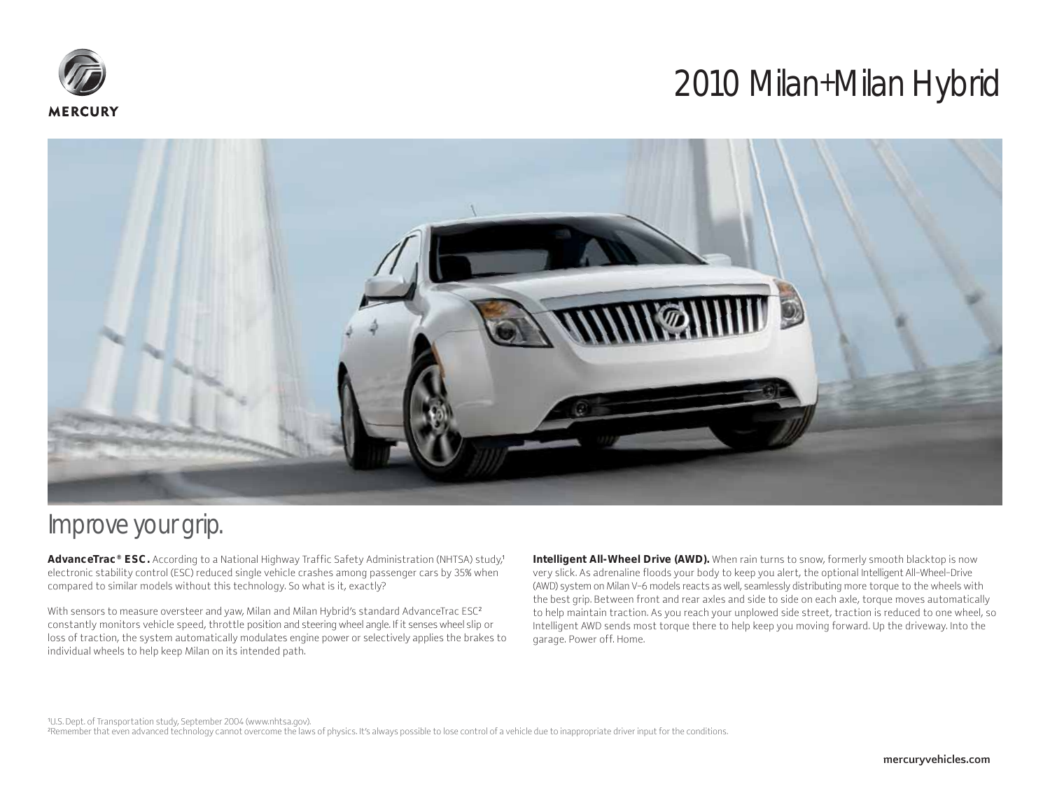MERCURY

# 2010 Milan+Milan Hybrid

## Improve your grip.

**AdvanceTrac® ESC.** According to a National Highway Traffic Safety Administration (NHTSA) study,[1] electronic stability control (ESC) reduced single vehicle crashes among passenger cars by 35% when compared to similar models without this technology. So what is it, exactly?

With sensors to measure oversteer and yaw, Milan and Milan Hybrid's standard AdvanceTrac ESC[2] constantly monitors vehicle speed, throttle position and steering wheel angle. If it senses wheel slip or loss of traction, the system automatically modulates engine power or selectively applies the brakes to individual wheels to help keep Milan on its intended path.

**Intelligent All-Wheel Drive (AWD).** When rain turns to snow, formerly smooth blacktop is now very slick. As adrenaline floods your body to keep you alert, the optional Intelligent All-Wheel-Drive (AWD) system on Milan V-6 models reacts as well, seamlessly distributing more torque to the wheels with the best grip. Between front and rear axles and side to side on each axle, torque moves automatically to help maintain traction. As you reach your unplowed side street, traction is reduced to one wheel, so Intelligent AWD sends most torque there to help keep you moving forward. Up the driveway. Into the garage. Power off. Home.

[1]U.S. Dept. of Transportation study, September 2004 (www.nhtsa.gov).
[2]Remember that even advanced technology cannot overcome the laws of physics. It's always possible to lose control of a vehicle due to inappropriate driver input for the conditions.

mercuryvehicles.com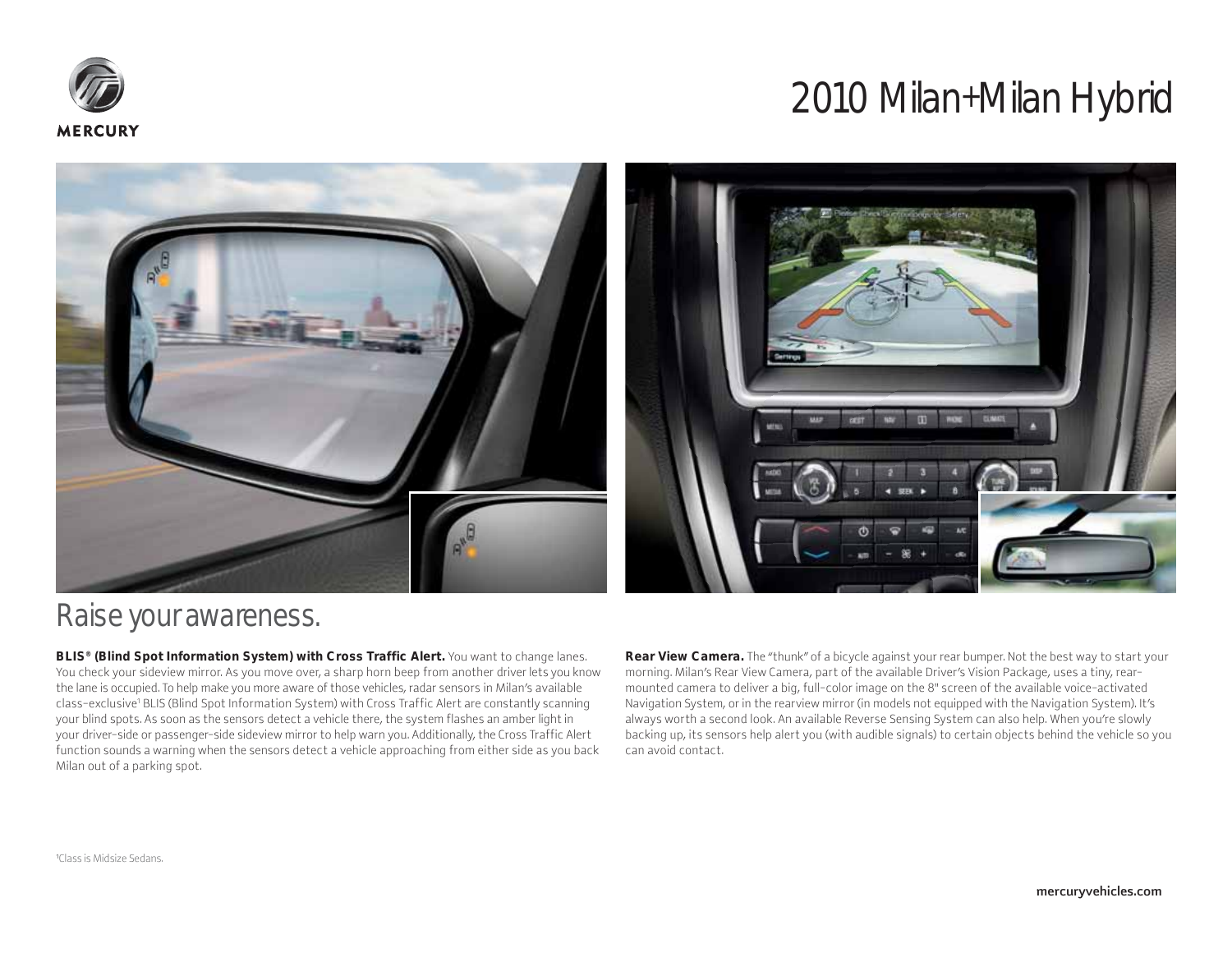# 2010 Milan+Milan Hybrid

## Raise your awareness.

**BLIS® (Blind Spot Information System) with Cross Traffic Alert.** You want to change lanes. You check your sideview mirror. As you move over, a sharp horn beep from another driver lets you know the lane is occupied. To help make you more aware of those vehicles, radar sensors in Milan's available class-exclusive[1] BLIS (Blind Spot Information System) with Cross Traffic Alert are constantly scanning your blind spots. As soon as the sensors detect a vehicle there, the system flashes an amber light in your driver-side or passenger-side sideview mirror to help warn you. Additionally, the Cross Traffic Alert function sounds a warning when the sensors detect a vehicle approaching from either side as you back Milan out of a parking spot.

**Rear View Camera.** The "thunk" of a bicycle against your rear bumper. Not the best way to start your morning. Milan's Rear View Camera, part of the available Driver's Vision Package, uses a tiny, rear-mounted camera to deliver a big, full-color image on the 8" screen of the available voice-activated Navigation System, or in the rearview mirror (in models not equipped with the Navigation System). It's always worth a second look. An available Reverse Sensing System can also help. When you're slowly backing up, its sensors help alert you (with audible signals) to certain objects behind the vehicle so you can avoid contact.

[1]Class is Midsize Sedans.

mercuryvehicles.com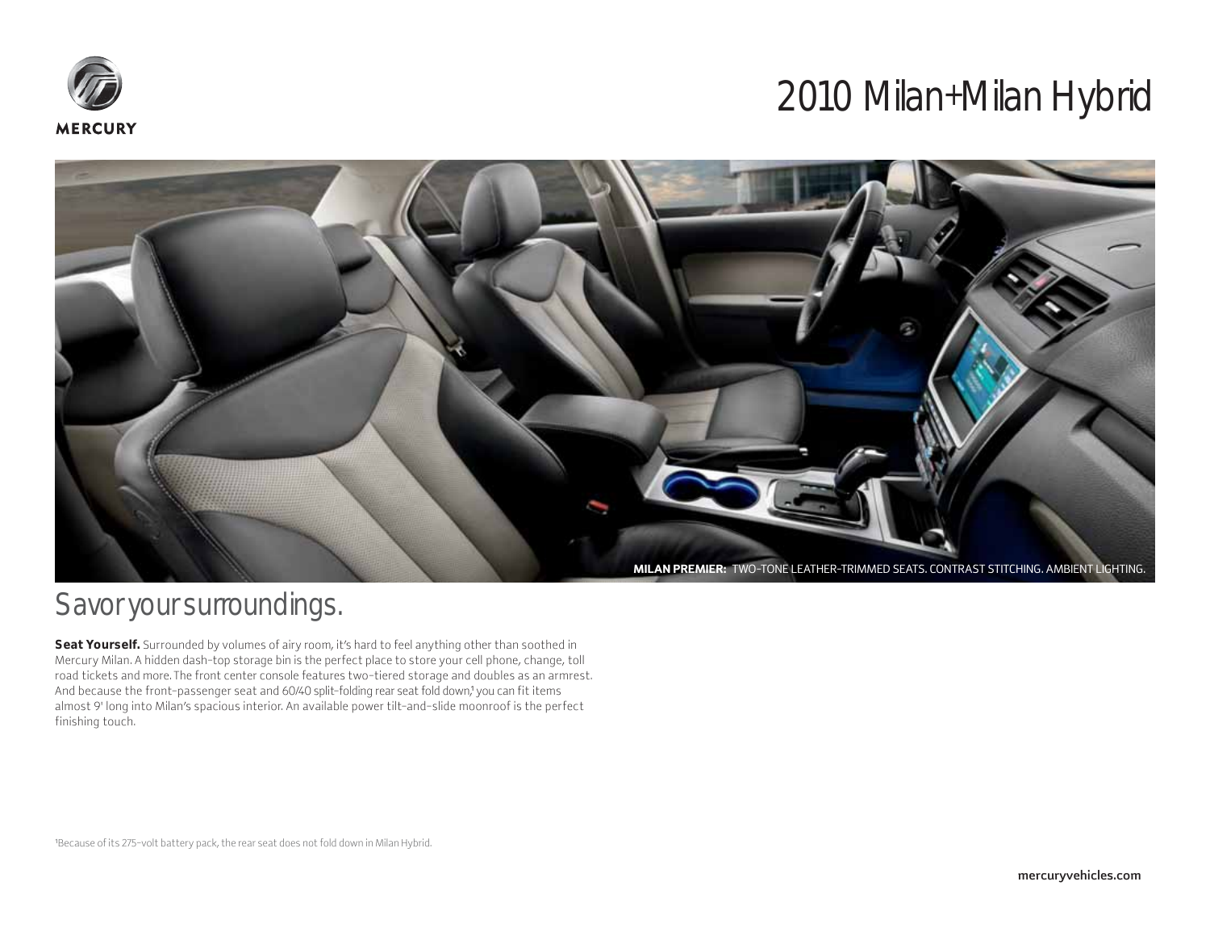MERCURY

# 2010 Milan+Milan Hybrid

**MILAN PREMIER:** TWO-TONE LEATHER-TRIMMED SEATS. CONTRAST STITCHING. AMBIENT LIGHTING.

## Savor your surroundings.

**Seat Yourself.** Surrounded by volumes of airy room, it's hard to feel anything other than soothed in Mercury Milan. A hidden dash-top storage bin is the perfect place to store your cell phone, change, toll road tickets and more. The front center console features two-tiered storage and doubles as an armrest. And because the front-passenger seat and 60/40 split-folding rear seat fold down,[1] you can fit items almost 9' long into Milan's spacious interior. An available power tilt-and-slide moonroof is the perfect finishing touch.

[1]Because of its 275-volt battery pack, the rear seat does not fold down in Milan Hybrid.

mercuryvehicles.com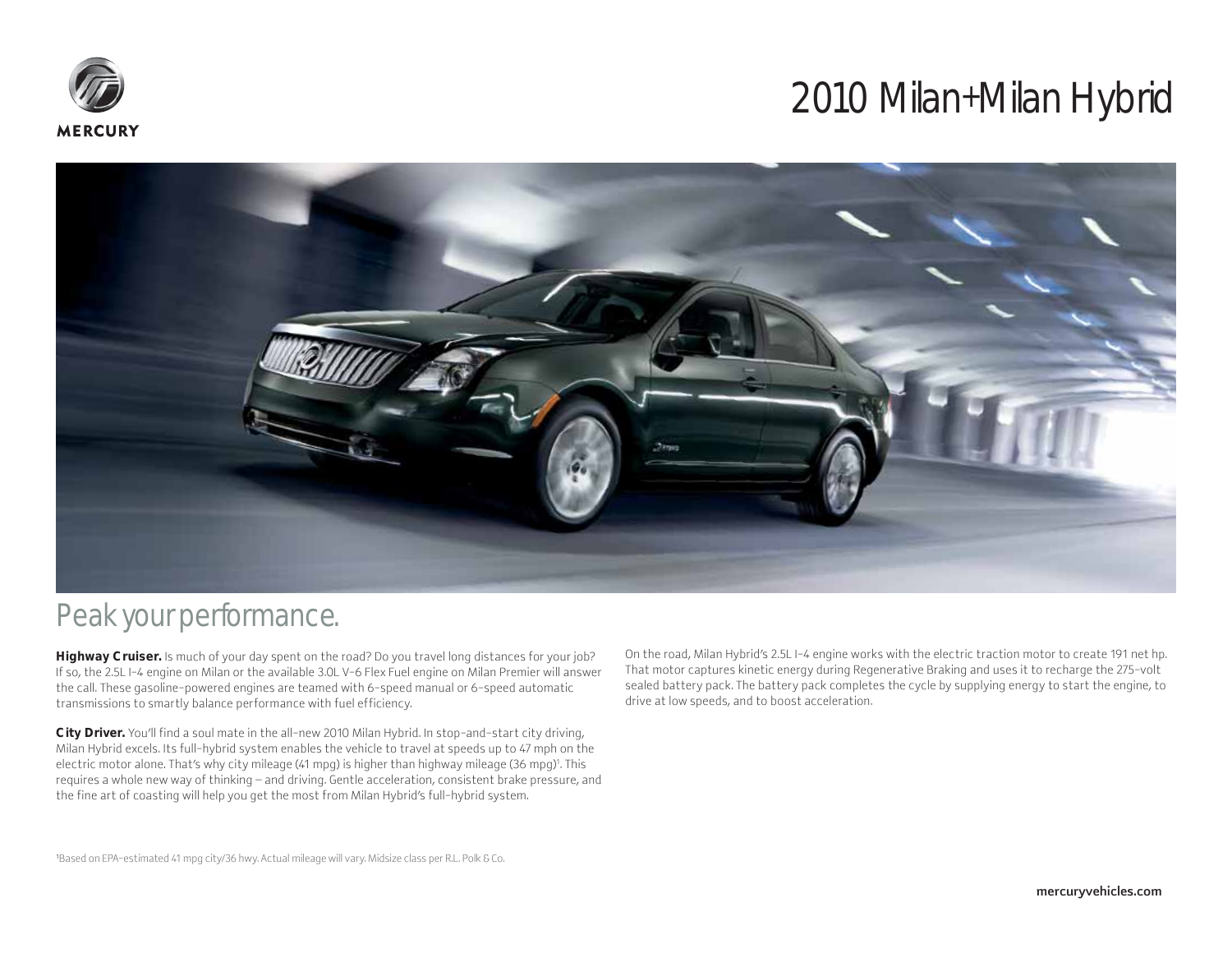MERCURY

# 2010 Milan+Milan Hybrid

## Peak your performance.

**Highway Cruiser.** Is much of your day spent on the road? Do you travel long distances for your job? If so, the 2.5L I-4 engine on Milan or the available 3.0L V-6 Flex Fuel engine on Milan Premier will answer the call. These gasoline-powered engines are teamed with 6-speed manual or 6-speed automatic transmissions to smartly balance performance with fuel efficiency.

**City Driver.** You'll find a soul mate in the all-new 2010 Milan Hybrid. In stop-and-start city driving, Milan Hybrid excels. Its full-hybrid system enables the vehicle to travel at speeds up to 47 mph on the electric motor alone. That's why city mileage (41 mpg) is higher than highway mileage (36 mpg)[1]. This requires a whole new way of thinking – and driving. Gentle acceleration, consistent brake pressure, and the fine art of coasting will help you get the most from Milan Hybrid's full-hybrid system.

On the road, Milan Hybrid's 2.5L I-4 engine works with the electric traction motor to create 191 net hp. That motor captures kinetic energy during Regenerative Braking and uses it to recharge the 275-volt sealed battery pack. The battery pack completes the cycle by supplying energy to start the engine, to drive at low speeds, and to boost acceleration.

[1]Based on EPA-estimated 41 mpg city/36 hwy. Actual mileage will vary. Midsize class per R.L. Polk & Co.

mercuryvehicles.com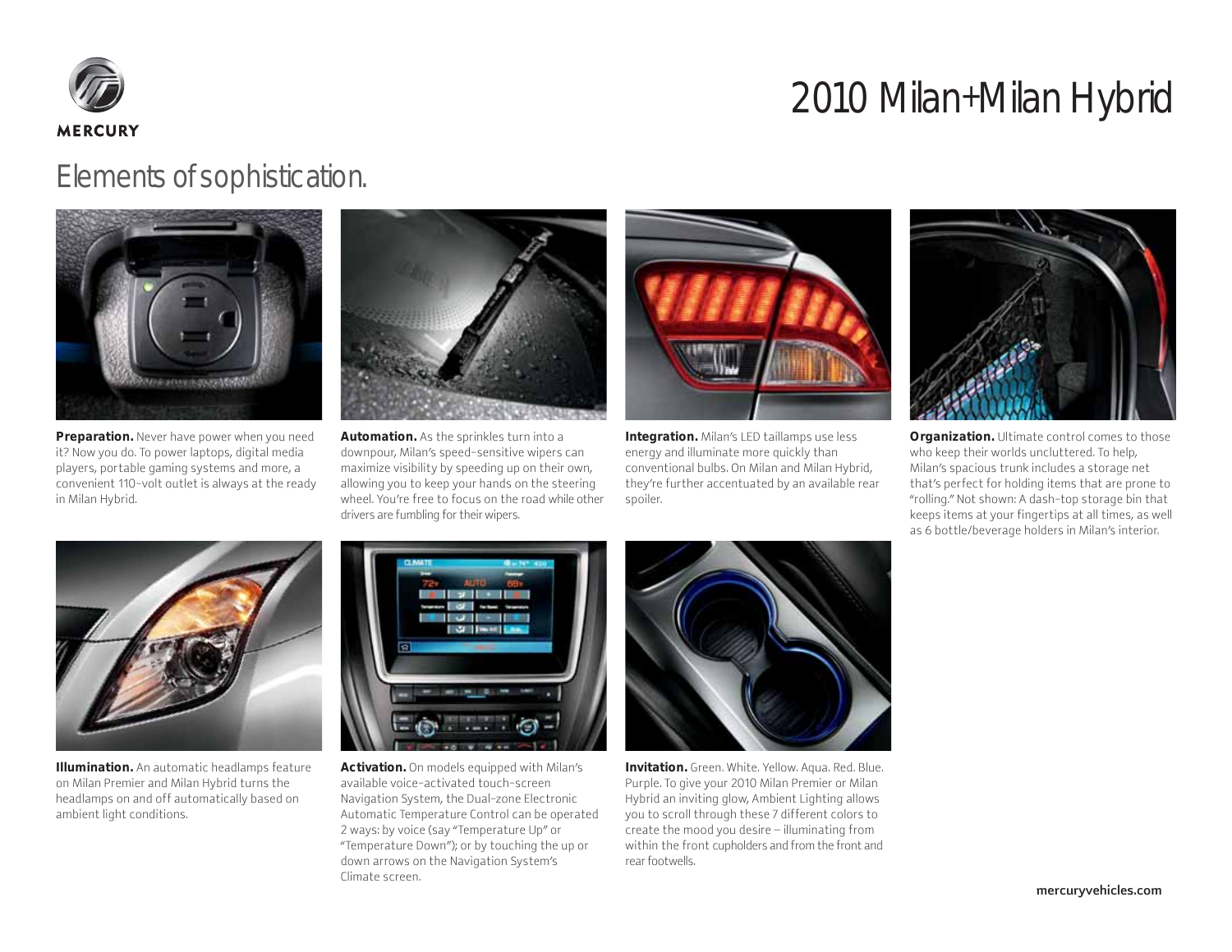MERCURY

# 2010 Milan+Milan Hybrid

## Elements of sophistication.

**Preparation.** Never have power when you need it? Now you do. To power laptops, digital media players, portable gaming systems and more, a convenient 110-volt outlet is always at the ready in Milan Hybrid.

**Automation.** As the sprinkles turn into a downpour, Milan's speed-sensitive wipers can maximize visibility by speeding up on their own, allowing you to keep your hands on the steering wheel. You're free to focus on the road while other drivers are fumbling for their wipers.

**Integration.** Milan's LED taillamps use less energy and illuminate more quickly than conventional bulbs. On Milan and Milan Hybrid, they're further accentuated by an available rear spoiler.

**Organization.** Ultimate control comes to those who keep their worlds uncluttered. To help, Milan's spacious trunk includes a storage net that's perfect for holding items that are prone to "rolling." Not shown: A dash-top storage bin that keeps items at your fingertips at all times, as well as 6 bottle/beverage holders in Milan's interior.

**Illumination.** An automatic headlamps feature on Milan Premier and Milan Hybrid turns the headlamps on and off automatically based on ambient light conditions.

**Activation.** On models equipped with Milan's available voice-activated touch-screen Navigation System, the Dual-zone Electronic Automatic Temperature Control can be operated 2 ways: by voice (say "Temperature Up" or "Temperature Down"); or by touching the up or down arrows on the Navigation System's Climate screen.

**Invitation.** Green. White. Yellow. Aqua. Red. Blue. Purple. To give your 2010 Milan Premier or Milan Hybrid an inviting glow, Ambient Lighting allows you to scroll through these 7 different colors to create the mood you desire – illuminating from within the front cupholders and from the front and rear footwells.

mercuryvehicles.com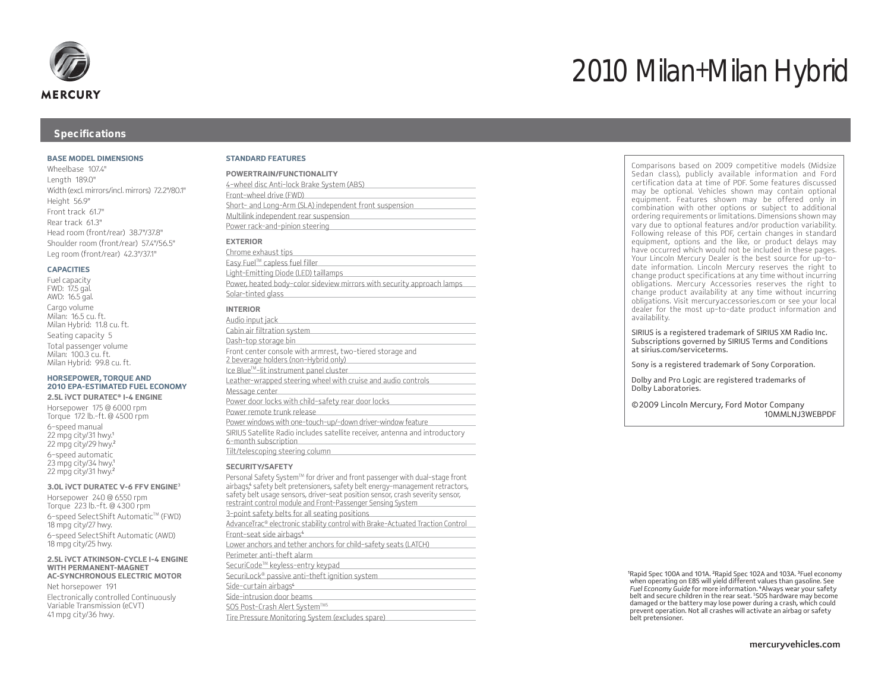MERCURY

# 2010 Milan+Milan Hybrid

## Specifications

### BASE MODEL DIMENSIONS

Wheelbase 107.4"
Length 189.0"
Width (excl. mirrors/incl. mirrors) 72.2"/80.1"
Height 56.9"
Front track 61.7"
Rear track 61.3"
Head room (front/rear) 38.7"/37.8"
Shoulder room (front/rear) 57.4"/56.5"
Leg room (front/rear) 42.3"/37.1"

### CAPACITIES

Fuel capacity
FWD: 17.5 gal.
AWD: 16.5 gal.

Cargo volume
Milan: 16.5 cu. ft.
Milan Hybrid: 11.8 cu. ft.

Seating capacity 5

Total passenger volume
Milan: 100.3 cu. ft.
Milan Hybrid: 99.8 cu. ft.

### HORSEPOWER, TORQUE AND 2010 EPA-ESTIMATED FUEL ECONOMY

**2.5L iVCT DURATEC® I-4 ENGINE**

Horsepower 175 @ 6000 rpm
Torque 172 lb.-ft. @ 4500 rpm

6-speed manual
22 mpg city/31 hwy.[1]
22 mpg city/29 hwy.[2]

6-speed automatic
23 mpg city/34 hwy.[1]
22 mpg city/31 hwy.[2]

**3.0L iVCT DURATEC V-6 FFV ENGINE[3]**

Horsepower 240 @ 6550 rpm
Torque 223 lb.-ft. @ 4300 rpm

6-speed SelectShift Automatic™ (FWD)
18 mpg city/27 hwy.

6-speed SelectShift Automatic (AWD)
18 mpg city/25 hwy.

**2.5L iVCT ATKINSON-CYCLE I-4 ENGINE WITH PERMANENT-MAGNET AC-SYNCHRONOUS ELECTRIC MOTOR**

Net horsepower 191

Electronically controlled Continuously Variable Transmission (eCVT)
41 mpg city/36 hwy.

### STANDARD FEATURES

**POWERTRAIN/FUNCTIONALITY**

- 4-wheel disc Anti-lock Brake System (ABS)
- Front-wheel drive (FWD)
- Short- and Long-Arm (SLA) independent front suspension
- Multilink independent rear suspension
- Power rack-and-pinion steering

**EXTERIOR**

- Chrome exhaust tips
- Easy Fuel™ capless fuel filler
- Light-Emitting Diode (LED) taillamps
- Power, heated body-color sideview mirrors with security approach lamps
- Solar-tinted glass

**INTERIOR**

- Audio input jack
- Cabin air filtration system
- Dash-top storage bin
- Front center console with armrest, two-tiered storage and 2 beverage holders (non-Hybrid only)
- Ice Blue™-lit instrument panel cluster
- Leather-wrapped steering wheel with cruise and audio controls
- Message center
- Power door locks with child-safety rear door locks
- Power remote trunk release
- Power windows with one-touch-up/-down driver-window feature
- SIRIUS Satellite Radio includes satellite receiver, antenna and introductory 6-month subscription
- Tilt/telescoping steering column

**SECURITY/SAFETY**

- Personal Safety System™ for driver and front passenger with dual-stage front airbags,[4] safety belt pretensioners, safety belt energy-management retractors, safety belt usage sensors, driver-seat position sensor, crash severity sensor, restraint control module and Front-Passenger Sensing System
- 3-point safety belts for all seating positions
- AdvanceTrac® electronic stability control with Brake-Actuated Traction Control
- Front-seat side airbags[4]
- Lower anchors and tether anchors for child-safety seats (LATCH)
- Perimeter anti-theft alarm
- SecuriCode™ keyless-entry keypad
- SecuriLock® passive anti-theft ignition system
- Side-curtain airbags[4]
- Side-intrusion door beams
- SOS Post-Crash Alert System™[5]
- Tire Pressure Monitoring System (excludes spare)

Comparisons based on 2009 competitive models (Midsize Sedan class), publicly available information and Ford certification data at time of PDF. Some features discussed may be optional. Vehicles shown may contain optional equipment. Features shown may be offered only in combination with other options or subject to additional ordering requirements or limitations. Dimensions shown may vary due to optional features and/or production variability. Following release of this PDF, certain changes in standard equipment, options and the like, or product delays may have occurred which would not be included in these pages. Your Lincoln Mercury Dealer is the best source for up-to-date information. Lincoln Mercury reserves the right to change product specifications at any time without incurring obligations. Mercury Accessories reserves the right to change product availability at any time without incurring obligations. Visit mercuryaccessories.com or see your local dealer for the most up-to-date product information and availability.

SIRIUS is a registered trademark of SIRIUS XM Radio Inc. Subscriptions governed by SIRIUS Terms and Conditions at sirius.com/serviceterms.

Sony is a registered trademark of Sony Corporation.

Dolby and Pro Logic are registered trademarks of Dolby Laboratories.

©2009 Lincoln Mercury, Ford Motor Company
10MMLNJ3WEBPDF

[1]Rapid Spec 100A and 101A. [2]Rapid Spec 102A and 103A. [3]Fuel economy when operating on E85 will yield different values than gasoline. See *Fuel Economy Guide* for more information. [4]Always wear your safety belt and secure children in the rear seat. [5]SOS hardware may become damaged or the battery may lose power during a crash, which could prevent operation. Not all crashes will activate an airbag or safety belt pretensioner.

mercuryvehicles.com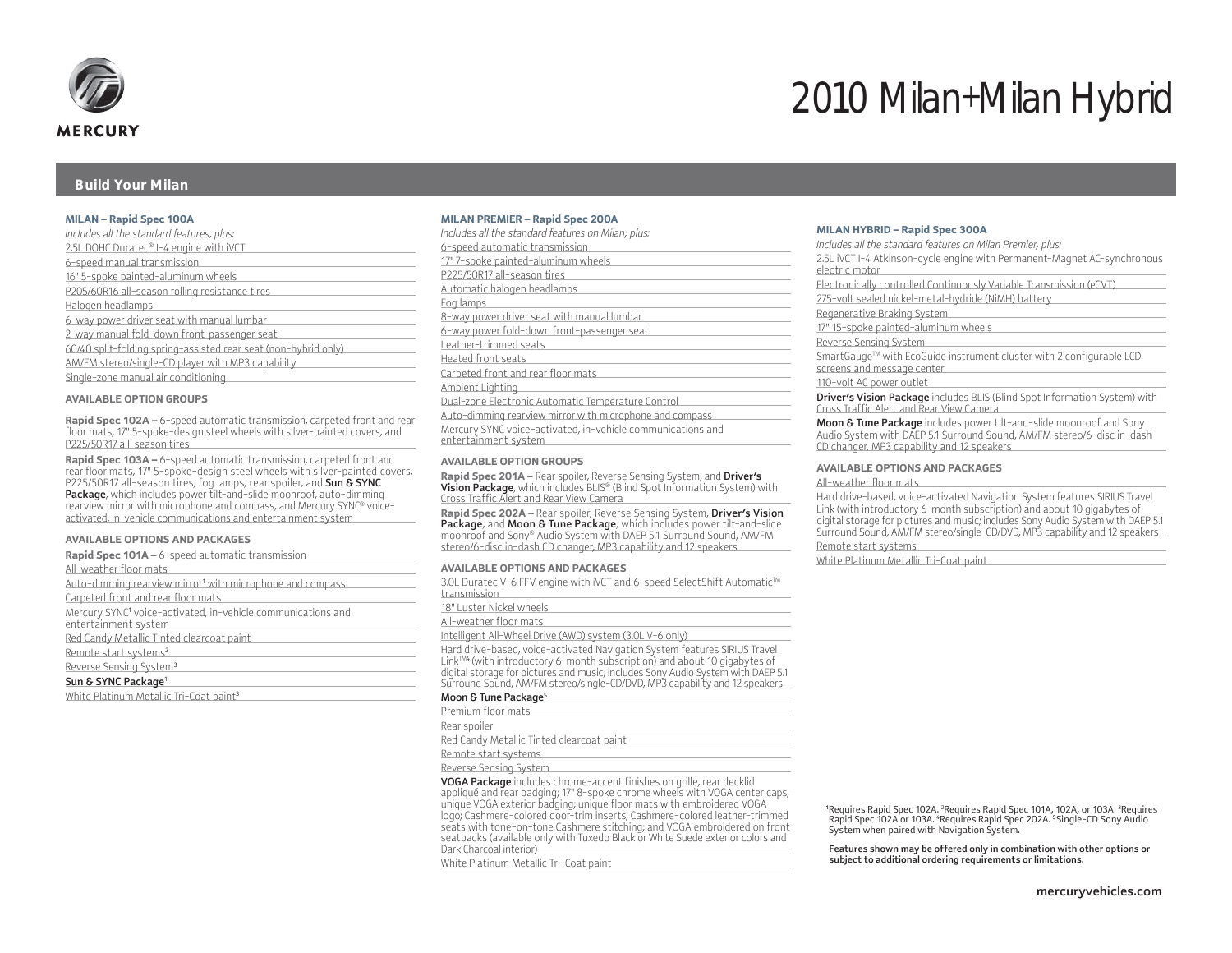MERCURY

# 2010 Milan+Milan Hybrid

## Build Your Milan

### MILAN – Rapid Spec 100A

*Includes all the standard features, plus:*

- 2.5L DOHC Duratec® I-4 engine with iVCT
- 6-speed manual transmission
- 16" 5-spoke painted-aluminum wheels
- P205/60R16 all-season rolling resistance tires
- Halogen headlamps
- 6-way power driver seat with manual lumbar
- 2-way manual fold-down front-passenger seat
- 60/40 split-folding spring-assisted rear seat (non-hybrid only)
- AM/FM stereo/single-CD player with MP3 capability
- Single-zone manual air conditioning

#### AVAILABLE OPTION GROUPS

**Rapid Spec 102A –** 6-speed automatic transmission, carpeted front and rear floor mats, 17" 5-spoke-design steel wheels with silver-painted covers, and P225/50R17 all-season tires

**Rapid Spec 103A –** 6-speed automatic transmission, carpeted front and rear floor mats, 17" 5-spoke-design steel wheels with silver-painted covers, P225/50R17 all-season tires, fog lamps, rear spoiler, and **Sun & SYNC Package**, which includes power tilt-and-slide moonroof, auto-dimming rearview mirror with microphone and compass, and Mercury SYNC® voice-activated, in-vehicle communications and entertainment system

#### AVAILABLE OPTIONS AND PACKAGES

- **Rapid Spec 101A –** 6-speed automatic transmission
- All-weather floor mats
- Auto-dimming rearview mirror[1] with microphone and compass
- Carpeted front and rear floor mats
- Mercury SYNC[1] voice-activated, in-vehicle communications and entertainment system
- Red Candy Metallic Tinted clearcoat paint
- Remote start systems[2]
- Reverse Sensing System[3]
- **Sun & SYNC Package**[1]
- White Platinum Metallic Tri-Coat paint[3]

### MILAN PREMIER – Rapid Spec 200A

*Includes all the standard features on Milan, plus:*

- 6-speed automatic transmission
- 17" 7-spoke painted-aluminum wheels
- P225/50R17 all-season tires
- Automatic halogen headlamps
- Fog lamps
- 8-way power driver seat with manual lumbar
- 6-way power fold-down front-passenger seat
- Leather-trimmed seats
- Heated front seats
- Carpeted front and rear floor mats
- Ambient Lighting
- Dual-zone Electronic Automatic Temperature Control
- Auto-dimming rearview mirror with microphone and compass
- Mercury SYNC voice-activated, in-vehicle communications and entertainment system

#### AVAILABLE OPTION GROUPS

**Rapid Spec 201A –** Rear spoiler, Reverse Sensing System, and **Driver's Vision Package**, which includes BLIS® (Blind Spot Information System) with Cross Traffic Alert and Rear View Camera

**Rapid Spec 202A –** Rear spoiler, Reverse Sensing System, **Driver's Vision Package**, and **Moon & Tune Package**, which includes power tilt-and-slide moonroof and Sony® Audio System with DAEP 5.1 Surround Sound, AM/FM stereo/6-disc in-dash CD changer, MP3 capability and 12 speakers

#### AVAILABLE OPTIONS AND PACKAGES

- 3.0L Duratec V-6 FFV engine with iVCT and 6-speed SelectShift Automatic™ transmission
- 18" Luster Nickel wheels
- All-weather floor mats
- Intelligent All-Wheel Drive (AWD) system (3.0L V-6 only)
- Hard drive-based, voice-activated Navigation System features SIRIUS Travel Link™[4] (with introductory 6-month subscription) and about 10 gigabytes of digital storage for pictures and music; includes Sony Audio System with DAEP 5.1 Surround Sound, AM/FM stereo/single-CD/DVD, MP3 capability and 12 speakers
- **Moon & Tune Package**[5]
- Premium floor mats
- Rear spoiler
- Red Candy Metallic Tinted clearcoat paint
- Remote start systems
- Reverse Sensing System
- **VOGA Package** includes chrome-accent finishes on grille, rear decklid appliqué and rear badging; 17" 8-spoke chrome wheels with VOGA center caps; unique VOGA exterior badging; unique floor mats with embroidered VOGA logo; Cashmere-colored door-trim inserts; Cashmere-colored leather-trimmed seats with tone-on-tone Cashmere stitching; and VOGA embroidered on front seatbacks (available only with Tuxedo Black or White Suede exterior colors and Dark Charcoal interior)
- White Platinum Metallic Tri-Coat paint

### MILAN HYBRID – Rapid Spec 300A

*Includes all the standard features on Milan Premier, plus:*

- 2.5L iVCT I-4 Atkinson-cycle engine with Permanent-Magnet AC-synchronous electric motor
- Electronically controlled Continuously Variable Transmission (eCVT)
- 275-volt sealed nickel-metal-hydride (NiMH) battery
- Regenerative Braking System
- 17" 15-spoke painted-aluminum wheels
- Reverse Sensing System
- SmartGauge™ with EcoGuide instrument cluster with 2 configurable LCD screens and message center
- 110-volt AC power outlet
- **Driver's Vision Package** includes BLIS (Blind Spot Information System) with Cross Traffic Alert and Rear View Camera
- **Moon & Tune Package** includes power tilt-and-slide moonroof and Sony Audio System with DAEP 5.1 Surround Sound, AM/FM stereo/6-disc in-dash CD changer, MP3 capability and 12 speakers

#### AVAILABLE OPTIONS AND PACKAGES

- All-weather floor mats
- Hard drive-based, voice-activated Navigation System features SIRIUS Travel Link (with introductory 6-month subscription) and about 10 gigabytes of digital storage for pictures and music; includes Sony Audio System with DAEP 5.1 Surround Sound, AM/FM stereo/single-CD/DVD, MP3 capability and 12 speakers
- Remote start systems
- White Platinum Metallic Tri-Coat paint

[1]Requires Rapid Spec 102A. [2]Requires Rapid Spec 101A, 102A, or 103A. [3]Requires Rapid Spec 102A or 103A. [4]Requires Rapid Spec 202A. [5]Single-CD Sony Audio System when paired with Navigation System.

**Features shown may be offered only in combination with other options or subject to additional ordering requirements or limitations.**

mercuryvehicles.com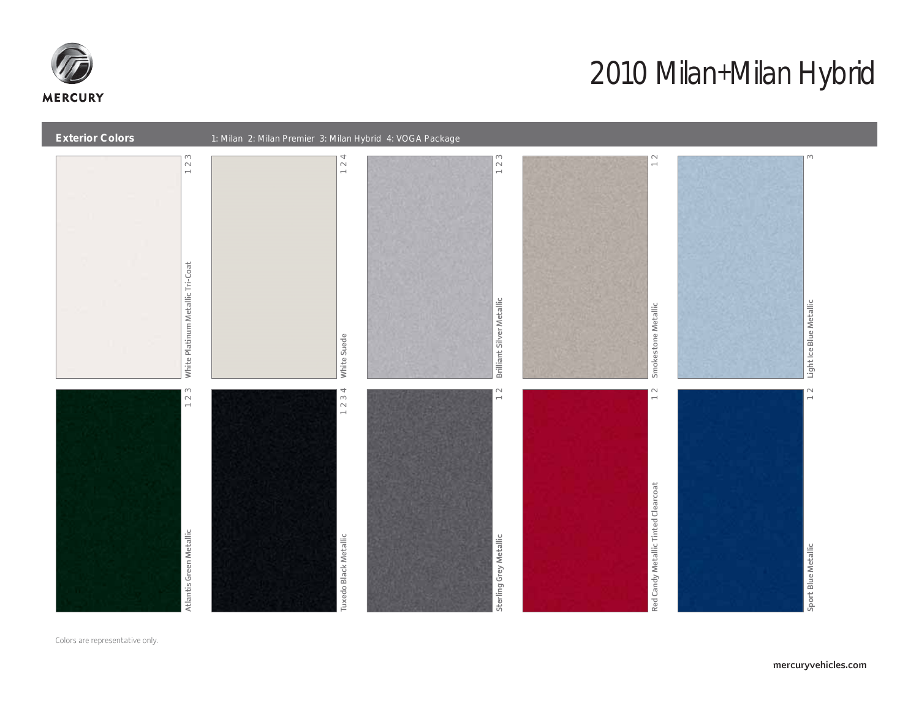MERCURY

# 2010 Milan+Milan Hybrid

## Exterior Colors

1: Milan 2: Milan Premier 3: Milan Hybrid 4: VOGA Package

| Color | Availability |
| --- | --- |
| White Platinum Metallic Tri-Coat | 1 2 3 |
| White Suede | 1 2 4 |
| Brilliant Silver Metallic | 1 2 3 |
| Smokestone Metallic | 1 2 |
| Light Ice Blue Metallic | 3 |
| Atlantis Green Metallic | 1 2 3 |
| Tuxedo Black Metallic | 1 2 3 4 |
| Sterling Grey Metallic | 1 2 |
| Red Candy Metallic Tinted Clearcoat | 1 2 |
| Sport Blue Metallic | 1 2 |

Colors are representative only.

mercuryvehicles.com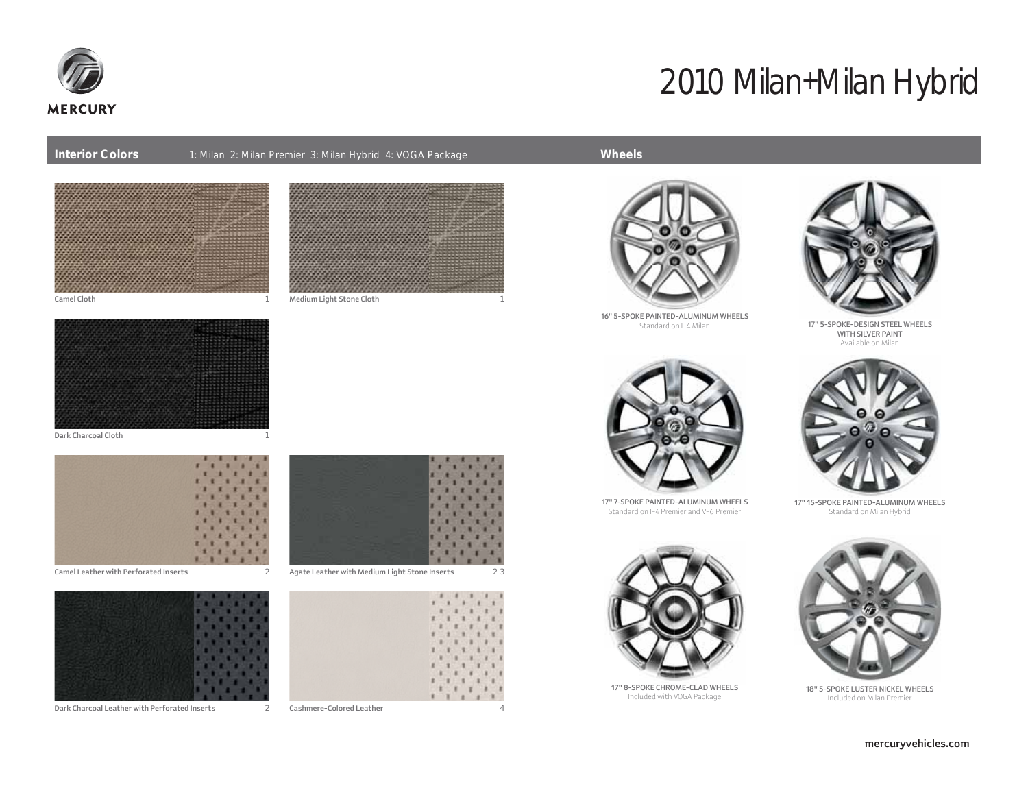MERCURY

# 2010 Milan+Milan Hybrid

## Interior Colors

1: Milan 2: Milan Premier 3: Milan Hybrid 4: VOGA Package

Camel Cloth 1

Medium Light Stone Cloth 1

Dark Charcoal Cloth 1

Camel Leather with Perforated Inserts 2

Agate Leather with Medium Light Stone Inserts 2 3

Dark Charcoal Leather with Perforated Inserts 2

Cashmere-Colored Leather 4

## Wheels

16" 5-SPOKE PAINTED-ALUMINUM WHEELS
Standard on I-4 Milan

17" 5-SPOKE-DESIGN STEEL WHEELS WITH SILVER PAINT
Available on Milan

17" 7-SPOKE PAINTED-ALUMINUM WHEELS
Standard on I-4 Premier and V-6 Premier

17" 15-SPOKE PAINTED-ALUMINUM WHEELS
Standard on Milan Hybrid

17" 8-SPOKE CHROME-CLAD WHEELS
Included with VOGA Package

18" 5-SPOKE LUSTER NICKEL WHEELS
Included on Milan Premier

mercuryvehicles.com